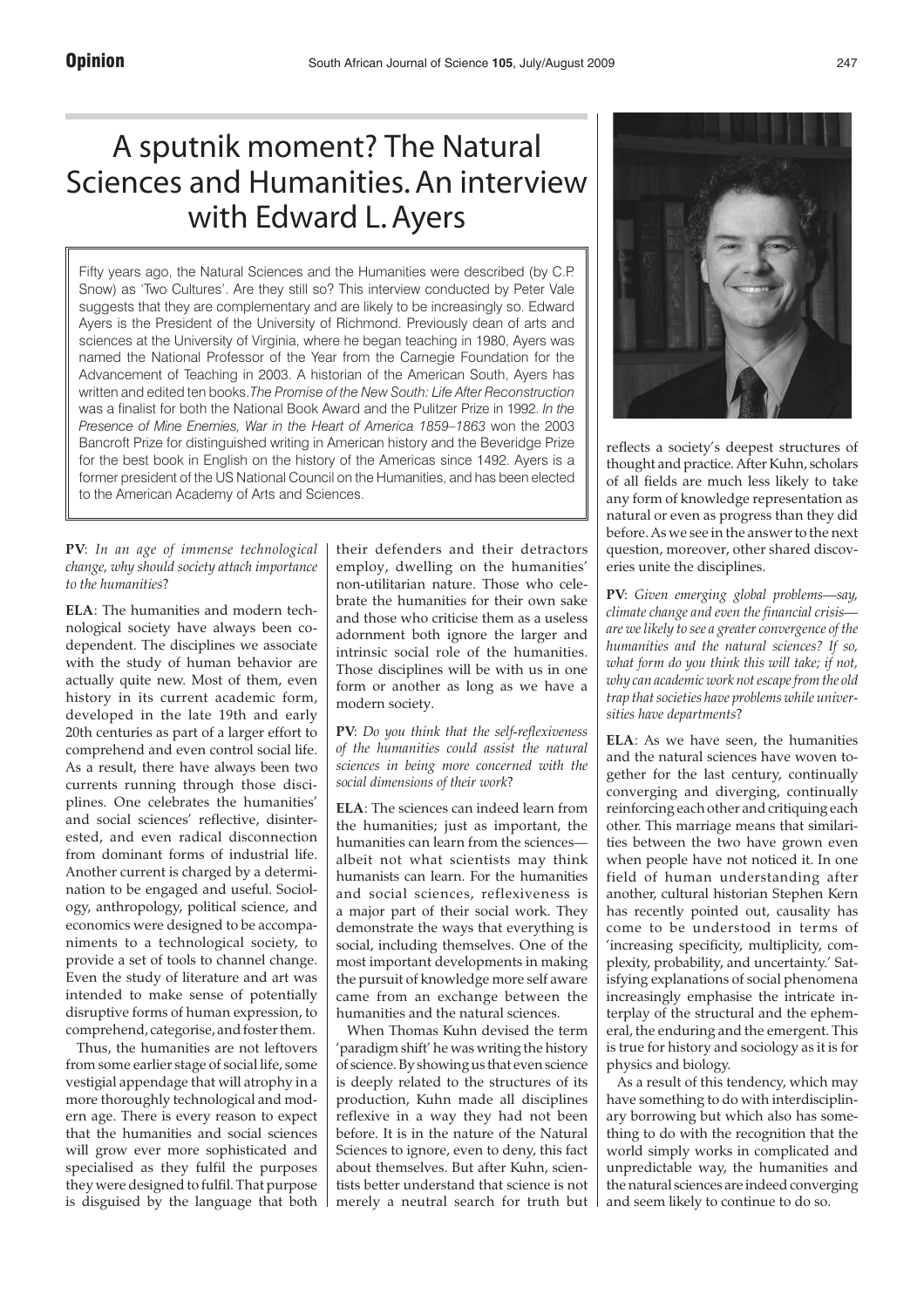# A sputnik moment? The Natural Sciences and Humanities. An interview with Edward L. Ayers

Fifty years ago, the Natural Sciences and the Humanities were described (by C.P. Snow) as 'Two Cultures'. Are they still so? This interview conducted by Peter Vale suggests that they are complementary and are likely to be increasingly so. Edward Ayers is the President of the University of Richmond. Previously dean of arts and sciences at the University of Virginia, where he began teaching in 1980, Ayers was named the National Professor of the Year from the Carnegie Foundation for the Advancement of Teaching in 2003. A historian of the American South, Ayers has written and edited ten books. *The Promise of the New South: Life After Reconstruction* was a finalist for both the National Book Award and the Pulitzer Prize in 1992. *In the Presence of Mine Enemies, War in the Heart of America 1859–1863* won the 2003 Bancroft Prize for distinguished writing in American history and the Beveridge Prize for the best book in English on the history of the Americas since 1492. Ayers is a former president of the US National Council on the Humanities, and has been elected to the American Academy of Arts and Sciences.

**PV**: *In an age of immense technological change, why should society attach importance to the humanities*?

**ELA**: The humanities and modern technological society have always been co-dependent. The disciplines we associate with the study of human behavior are actually quite new. Most of them, even history in its current academic form, developed in the late 19th and early 20th centuries as part of a larger effort to comprehend and even control social life. As a result, there have always been two currents running through those disciplines. One celebrates the humanities' and social sciences' reflective, disinterested, and even radical disconnection from dominant forms of industrial life. Another current is charged by a determination to be engaged and useful. Sociology, anthropology, political science, and economics were designed to be accompaniments to a technological society, to provide a set of tools to channel change. Even the study of literature and art was intended to make sense of potentially disruptive forms of human expression, to comprehend, categorise, and foster them.

Thus, the humanities are not leftovers from some earlier stage of social life, some vestigial appendage that will atrophy in a more thoroughly technological and modern age. There is every reason to expect that the humanities and social sciences will grow ever more sophisticated and specialised as they fulfil the purposes they were designed to fulfil. That purpose is disguised by the language that both their defenders and their detractors employ, dwelling on the humanities' non-utilitarian nature. Those who celebrate the humanities for their own sake and those who criticise them as a useless adornment both ignore the larger and intrinsic social role of the humanities. Those disciplines will be with us in one form or another as long as we have a modern society.

**PV**: *Do you think that the self-reflexiveness of the humanities could assist the natural sciences in being more concerned with the social dimensions of their work*?

**ELA**: The sciences can indeed learn from the humanities; just as important, the humanities can learn from the sciences—albeit not what scientists may think humanists can learn. For the humanities and social sciences, reflexiveness is a major part of their social work. They demonstrate the ways that everything is social, including themselves. One of the most important developments in making the pursuit of knowledge more self aware came from an exchange between the humanities and the natural sciences.

When Thomas Kuhn devised the term 'paradigm shift' he was writing the history of science. By showing us that even science is deeply related to the structures of its production, Kuhn made all disciplines reflexive in a way they had not been before. It is in the nature of the Natural Sciences to ignore, even to deny, this fact about themselves. But after Kuhn, scientists better understand that science is not merely a neutral search for truth but reflects a society's deepest structures of thought and practice. After Kuhn, scholars of all fields are much less likely to take any form of knowledge representation as natural or even as progress than they did before. As we see in the answer to the next question, moreover, other shared discoveries unite the disciplines.

**PV**: *Given emerging global problems—say, climate change and even the financial crisis—are we likely to see a greater convergence of the humanities and the natural sciences? If so, what form do you think this will take; if not, why can academic work not escape from the old trap that societies have problems while universities have departments*?

**ELA**: As we have seen, the humanities and the natural sciences have woven together for the last century, continually converging and diverging, continually reinforcing each other and critiquing each other. This marriage means that similarities between the two have grown even when people have not noticed it. In one field of human understanding after another, cultural historian Stephen Kern has recently pointed out, causality has come to be understood in terms of 'increasing specificity, multiplicity, complexity, probability, and uncertainty.' Satisfying explanations of social phenomena increasingly emphasise the intricate interplay of the structural and the ephemeral, the enduring and the emergent. This is true for history and sociology as it is for physics and biology.

As a result of this tendency, which may have something to do with interdisciplinary borrowing but which also has something to do with the recognition that the world simply works in complicated and unpredictable way, the humanities and the natural sciences are indeed converging and seem likely to continue to do so.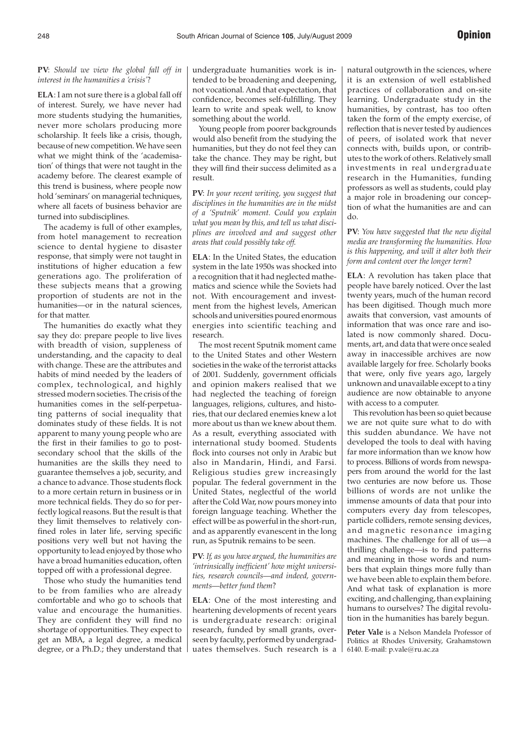**PV**: *Should we view the global fall off in interest in the humanities a 'crisis'*?

**ELA**: I am not sure there is a global fall off of interest. Surely, we have never had more students studying the humanities, never more scholars producing more scholarship. It feels like a crisis, though, because of new competition. We have seen what we might think of the 'academisation' of things that were not taught in the academy before. The clearest example of this trend is business, where people now hold 'seminars' on managerial techniques, where all facets of business behavior are turned into subdisciplines.

The academy is full of other examples, from hotel management to recreation science to dental hygiene to disaster response, that simply were not taught in institutions of higher education a few generations ago. The proliferation of these subjects means that a growing proportion of students are not in the humanities—or in the natural sciences, for that matter.

The humanities do exactly what they say they do: prepare people to live lives with breadth of vision, suppleness of understanding, and the capacity to deal with change. These are the attributes and habits of mind needed by the leaders of complex, technological, and highly stressed modern societies. The crisis of the humanities comes in the self-perpetuating patterns of social inequality that dominates study of these fields. It is not apparent to many young people who are the first in their families to go to post-secondary school that the skills of the humanities are the skills they need to guarantee themselves a job, security, and a chance to advance. Those students flock to a more certain return in business or in more technical fields. They do so for perfectly logical reasons. But the result is that they limit themselves to relatively confined roles in later life, serving specific positions very well but not having the opportunity to lead enjoyed by those who have a broad humanities education, often topped off with a professional degree.

Those who study the humanities tend to be from families who are already comfortable and who go to schools that value and encourage the humanities. They are confident they will find no shortage of opportunities. They expect to get an MBA, a legal degree, a medical degree, or a Ph.D.; they understand that undergraduate humanities work is intended to be broadening and deepening, not vocational. And that expectation, that confidence, becomes self-fulfilling. They learn to write and speak well, to know something about the world.

Young people from poorer backgrounds would also benefit from the studying the humanities, but they do not feel they can take the chance. They may be right, but they will find their success delimited as a result.

**PV**: *In your recent writing, you suggest that disciplines in the humanities are in the midst of a 'Sputnik' moment. Could you explain what you mean by this, and tell us what disciplines are involved and and suggest other areas that could possibly take off.*

**ELA**: In the United States, the education system in the late 1950s was shocked into a recognition that it had neglected mathematics and science while the Soviets had not. With encouragement and investment from the highest levels, American schools and universities poured enormous energies into scientific teaching and research.

The most recent Sputnik moment came to the United States and other Western societies in the wake of the terrorist attacks of 2001. Suddenly, government officials and opinion makers realised that we had neglected the teaching of foreign languages, religions, cultures, and histories, that our declared enemies knew a lot more about us than we knew about them. As a result, everything associated with international study boomed. Students flock into courses not only in Arabic but also in Mandarin, Hindi, and Farsi. Religious studies grew increasingly popular. The federal government in the United States, neglectful of the world after the Cold War, now pours money into foreign language teaching. Whether the effect will be as powerful in the short-run, and as apparently evanescent in the long run, as Sputnik remains to be seen.

**PV**: *If, as you have argued, the humanities are 'intrinsically inefficient' how might universities, research councils—and indeed, governments—better fund them*?

**ELA**: One of the most interesting and heartening developments of recent years is undergraduate research: original research, funded by small grants, overseen by faculty, performed by undergraduates themselves. Such research is a natural outgrowth in the sciences, where it is an extension of well established practices of collaboration and on-site learning. Undergraduate study in the humanities, by contrast, has too often taken the form of the empty exercise, of reflection that is never tested by audiences of peers, of isolated work that never connects with, builds upon, or contributes to the work of others. Relatively small investments in real undergraduate research in the Humanities, funding professors as well as students, could play a major role in broadening our conception of what the humanities are and can do.

**PV**: *You have suggested that the new digital media are transforming the humanities. How is this happening, and will it alter both their form and content over the longer term*?

**ELA**: A revolution has taken place that people have barely noticed. Over the last twenty years, much of the human record has been digitised. Though much more awaits that conversion, vast amounts of information that was once rare and isolated is now commonly shared. Documents, art, and data that were once sealed away in inaccessible archives are now available largely for free. Scholarly books that were, only five years ago, largely unknown and unavailable except to a tiny audience are now obtainable to anyone with access to a computer.

This revolution has been so quiet because we are not quite sure what to do with this sudden abundance. We have not developed the tools to deal with having far more information than we know how to process. Billions of words from newspapers from around the world for the last two centuries are now before us. Those billions of words are not unlike the immense amounts of data that pour into computers every day from telescopes, particle colliders, remote sensing devices, and magnetic resonance imaging machines. The challenge for all of us—a thrilling challenge—is to find patterns and meaning in those words and numbers that explain things more fully than we have been able to explain them before. And what task of explanation is more exciting, and challenging, than explaining humans to ourselves? The digital revolution in the humanities has barely begun.

**Peter Vale** is a Nelson Mandela Professor of Politics at Rhodes University, Grahamstown 6140. E-mail: p.vale@ru.ac.za